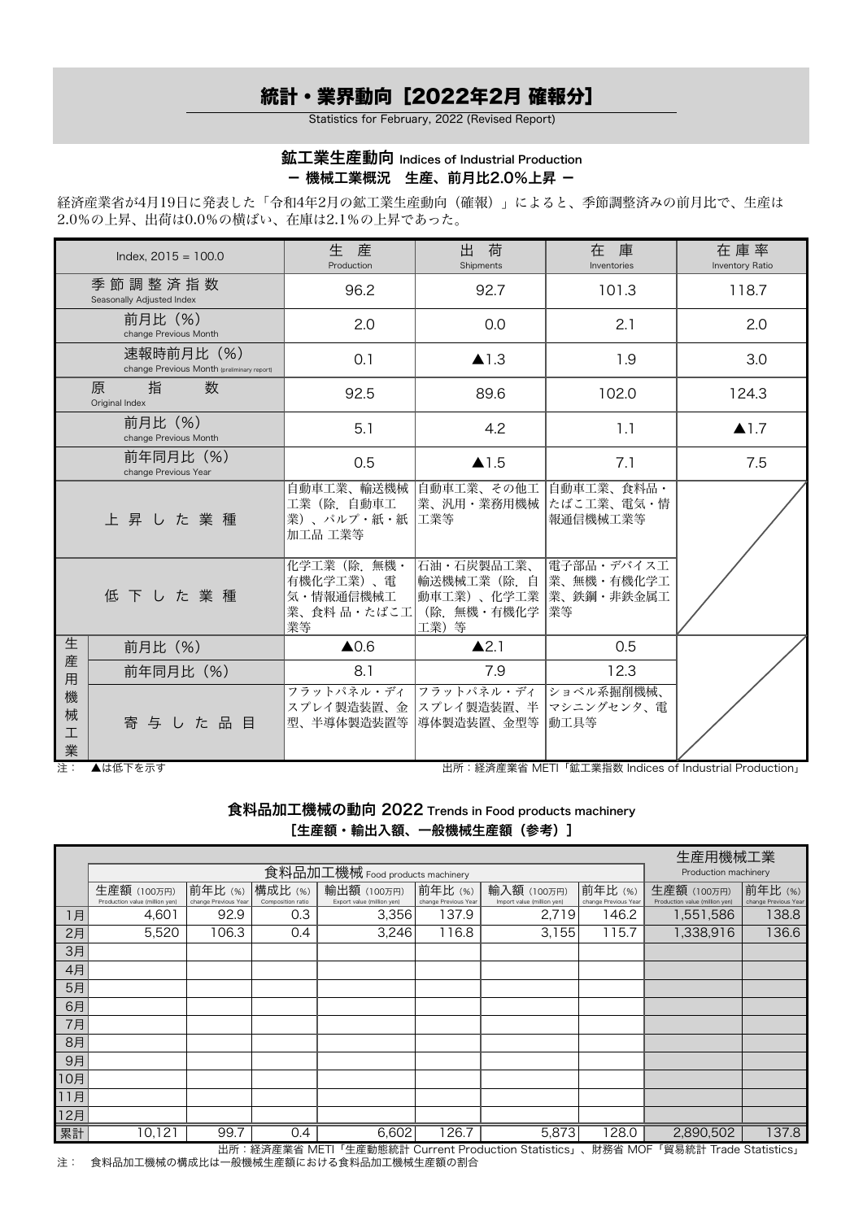# 統計・業界動向［2022年2月 確報分］

Statistics for February, 2022 (Revised Report)

## 鉱工業生産動向 Indices of Industrial Production

### ー 機械工業概況　生産、前月比2.0%上昇 ー

経済産業省が4月19日に発表した「令和4年2月の鉱工業生産動向（確報）」によると、季節調整済みの前月比で、生産は2.0%の上昇、出荷は0.0%の横ばい、在庫は2.1%の上昇であった。

| Index, 2015 = 100.0 | | 生 産 Production | 出 荷 Shipments | 在 庫 Inventories | 在庫率 Inventory Ratio |
|---|---|---|---|---|---|
| 季節調整済指数 Seasonally Adjusted Index | | 96.2 | 92.7 | 101.3 | 118.7 |
| 前月比（%） change Previous Month | | 2.0 | 0.0 | 2.1 | 2.0 |
| 速報時前月比（%） change Previous Month (preliminary report) | | 0.1 | ▲1.3 | 1.9 | 3.0 |
| 原指数 Original Index | | 92.5 | 89.6 | 102.0 | 124.3 |
| 前月比（%） change Previous Month | | 5.1 | 4.2 | 1.1 | ▲1.7 |
| 前年同月比（%） change Previous Year | | 0.5 | ▲1.5 | 7.1 | 7.5 |
| 上昇した業種 | | 自動車工業、輸送機械工業（除. 自動車工業）、パルプ・紙・紙加工品 工業等 | 自動車工業、その他工業、汎用・業務用機械工業等 | 自動車工業、食料品・たばこ工業、電気・情報通信機械工業等 | |
| 低下した業種 | | 化学工業（除. 無機・有機化学工業）、電気・情報通信機械工業、食料 品・たばこ工業等 | 石油・石炭製品工業、輸送機械工業（除. 自動車工業）、化学工業（除. 無機・有機化学工業）等 | 電子部品・デバイス工業、無機・有機化学工業、鉄鋼・非鉄金属工業等 | |
| 生産用機械工業 | 前月比（%） | ▲0.6 | ▲2.1 | 0.5 | |
| | 前年同月比（%） | 8.1 | 7.9 | 12.3 | |
| | 寄与した品目 | フラットパネル・ディスプレイ製造装置、金型、半導体製造装置等 | フラットパネル・ディスプレイ製造装置、半導体製造装置、金型等 | ショベル系掘削機械、マシニングセンタ、電動工具等 | |

注：　▲は低下を示す

出所：経済産業省 METI「鉱工業指数 Indices of Industrial Production」

## 食料品加工機械の動向 2022 Trends in Food products machinery

### ［生産額・輸出入額、一般機械生産額（参考）］

| | 食料品加工機械 Food products machinery | | | | | | | 生産用機械工業 Production machinery | |
|---|---|---|---|---|---|---|---|---|---|
| | 生産額（100万円） Production value (million yen) | 前年比（%） change Previous Year | 構成比（%） Composition ratio | 輸出額（100万円） Export value (million yen) | 前年比（%） change Previous Year | 輸入額（100万円） Import value (million yen) | 前年比（%） change Previous Year | 生産額（100万円） Production value (million yen) | 前年比（%） change Previous Year |
| 1月 | 4,601 | 92.9 | 0.3 | 3,356 | 137.9 | 2,719 | 146.2 | 1,551,586 | 138.8 |
| 2月 | 5,520 | 106.3 | 0.4 | 3,246 | 116.8 | 3,155 | 115.7 | 1,338,916 | 136.6 |
| 3月 | | | | | | | | | |
| 4月 | | | | | | | | | |
| 5月 | | | | | | | | | |
| 6月 | | | | | | | | | |
| 7月 | | | | | | | | | |
| 8月 | | | | | | | | | |
| 9月 | | | | | | | | | |
| 10月 | | | | | | | | | |
| 11月 | | | | | | | | | |
| 12月 | | | | | | | | | |
| 累計 | 10,121 | 99.7 | 0.4 | 6,602 | 126.7 | 5,873 | 128.0 | 2,890,502 | 137.8 |

出所：経済産業省 METI「生産動態統計 Current Production Statistics」、財務省 MOF「貿易統計 Trade Statistics」

注：　食料品加工機械の構成比は一般機械生産額における食料品加工機械生産額の割合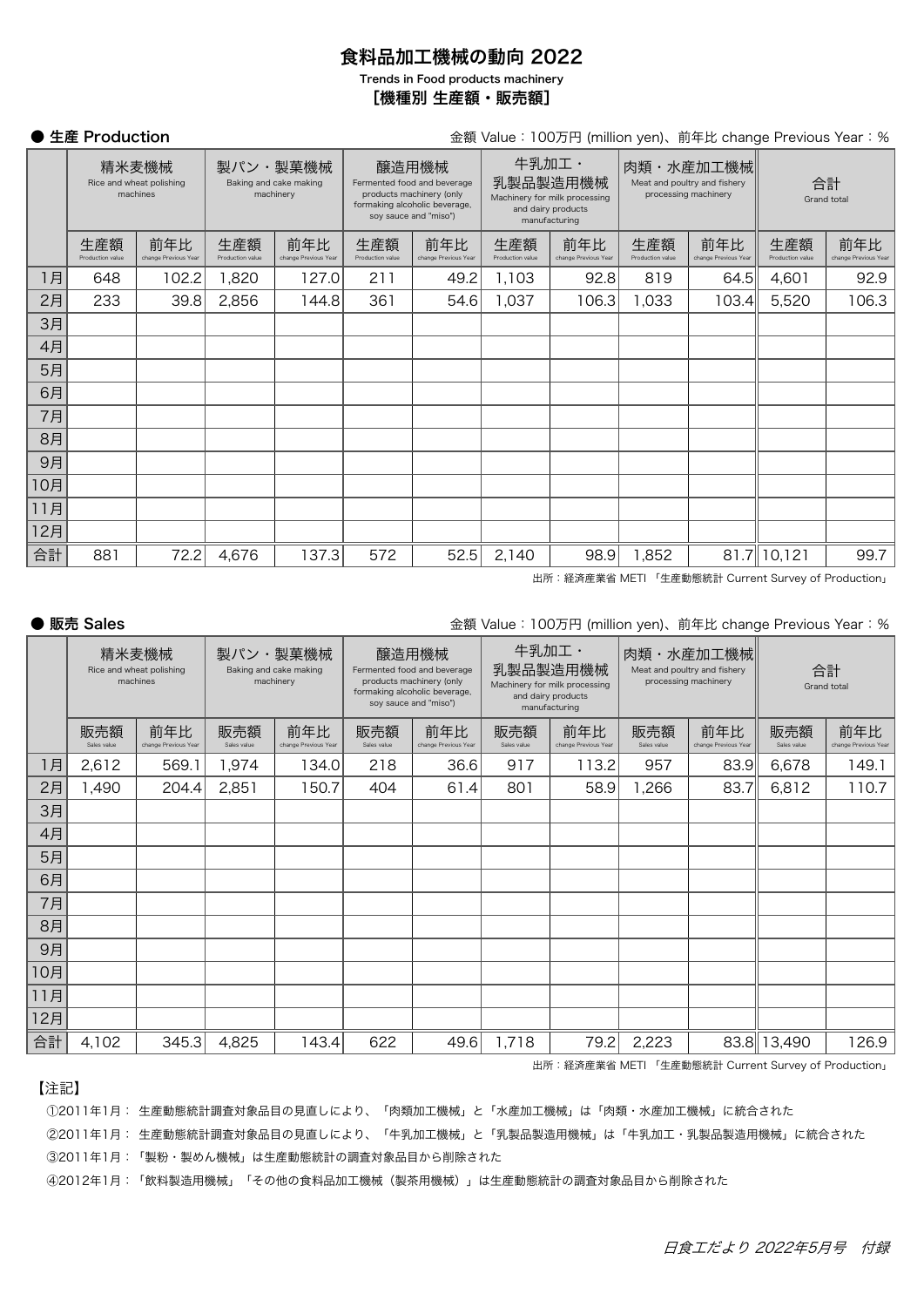# 食料品加工機械の動向 2022

Trends in Food products machinery

**［機種別 生産額・販売額］**

## ● 生産 Production

金額 Value：100万円 (million yen)、前年比 change Previous Year：%

| | 精米麦機械 Rice and wheat polishing machines | | 製パン・製菓機械 Baking and cake making machinery | | 醸造用機械 Fermented food and beverage products machinery (only formaking alcoholic beverage, soy sauce and "miso") | | 牛乳加工・乳製品製造用機械 Machinery for milk processing and dairy products manufacturing | | 肉類・水産加工機械 Meat and poultry and fishery processing machinery | | 合計 Grand total | |
|---|---|---|---|---|---|---|---|---|---|---|---|---|
| | 生産額 Production value | 前年比 change Previous Year | 生産額 Production value | 前年比 change Previous Year | 生産額 Production value | 前年比 change Previous Year | 生産額 Production value | 前年比 change Previous Year | 生産額 Production value | 前年比 change Previous Year | 生産額 Production value | 前年比 change Previous Year |
| 1月 | 648 | 102.2 | 1,820 | 127.0 | 211 | 49.2 | 1,103 | 92.8 | 819 | 64.5 | 4,601 | 92.9 |
| 2月 | 233 | 39.8 | 2,856 | 144.8 | 361 | 54.6 | 1,037 | 106.3 | 1,033 | 103.4 | 5,520 | 106.3 |
| 3月 | | | | | | | | | | | | |
| 4月 | | | | | | | | | | | | |
| 5月 | | | | | | | | | | | | |
| 6月 | | | | | | | | | | | | |
| 7月 | | | | | | | | | | | | |
| 8月 | | | | | | | | | | | | |
| 9月 | | | | | | | | | | | | |
| 10月 | | | | | | | | | | | | |
| 11月 | | | | | | | | | | | | |
| 12月 | | | | | | | | | | | | |
| 合計 | 881 | 72.2 | 4,676 | 137.3 | 572 | 52.5 | 2,140 | 98.9 | 1,852 | 81.7 | 10,121 | 99.7 |

出所：経済産業省 METI 「生産動態統計 Current Survey of Production」

## ● 販売 Sales

金額 Value：100万円 (million yen)、前年比 change Previous Year：%

| | 精米麦機械 Rice and wheat polishing machines | | 製パン・製菓機械 Baking and cake making machinery | | 醸造用機械 Fermented food and beverage products machinery (only formaking alcoholic beverage, soy sauce and "miso") | | 牛乳加工・乳製品製造用機械 Machinery for milk processing and dairy products manufacturing | | 肉類・水産加工機械 Meat and poultry and fishery processing machinery | | 合計 Grand total | |
|---|---|---|---|---|---|---|---|---|---|---|---|---|
| | 販売額 Sales value | 前年比 change Previous Year | 販売額 Sales value | 前年比 change Previous Year | 販売額 Sales value | 前年比 change Previous Year | 販売額 Sales value | 前年比 change Previous Year | 販売額 Sales value | 前年比 change Previous Year | 販売額 Sales value | 前年比 change Previous Year |
| 1月 | 2,612 | 569.1 | 1,974 | 134.0 | 218 | 36.6 | 917 | 113.2 | 957 | 83.9 | 6,678 | 149.1 |
| 2月 | 1,490 | 204.4 | 2,851 | 150.7 | 404 | 61.4 | 801 | 58.9 | 1,266 | 83.7 | 6,812 | 110.7 |
| 3月 | | | | | | | | | | | | |
| 4月 | | | | | | | | | | | | |
| 5月 | | | | | | | | | | | | |
| 6月 | | | | | | | | | | | | |
| 7月 | | | | | | | | | | | | |
| 8月 | | | | | | | | | | | | |
| 9月 | | | | | | | | | | | | |
| 10月 | | | | | | | | | | | | |
| 11月 | | | | | | | | | | | | |
| 12月 | | | | | | | | | | | | |
| 合計 | 4,102 | 345.3 | 4,825 | 143.4 | 622 | 49.6 | 1,718 | 79.2 | 2,223 | 83.8 | 13,490 | 126.9 |

出所：経済産業省 METI 「生産動態統計 Current Survey of Production」

【注記】

①2011年1月： 生産動態統計調査対象品目の見直しにより、「肉類加工機械」と「水産加工機械」は「肉類・水産加工機械」に統合された

②2011年1月： 生産動態統計調査対象品目の見直しにより、「牛乳加工機械」と「乳製品製造用機械」は「牛乳加工・乳製品製造用機械」に統合された

③2011年1月：「製粉・製めん機械」は生産動態統計の調査対象品目から削除された

④2012年1月：「飲料製造用機械」「その他の食料品加工機械（製茶用機械）」は生産動態統計の調査対象品目から削除された

*日食工だより 2022年5月号　付録*